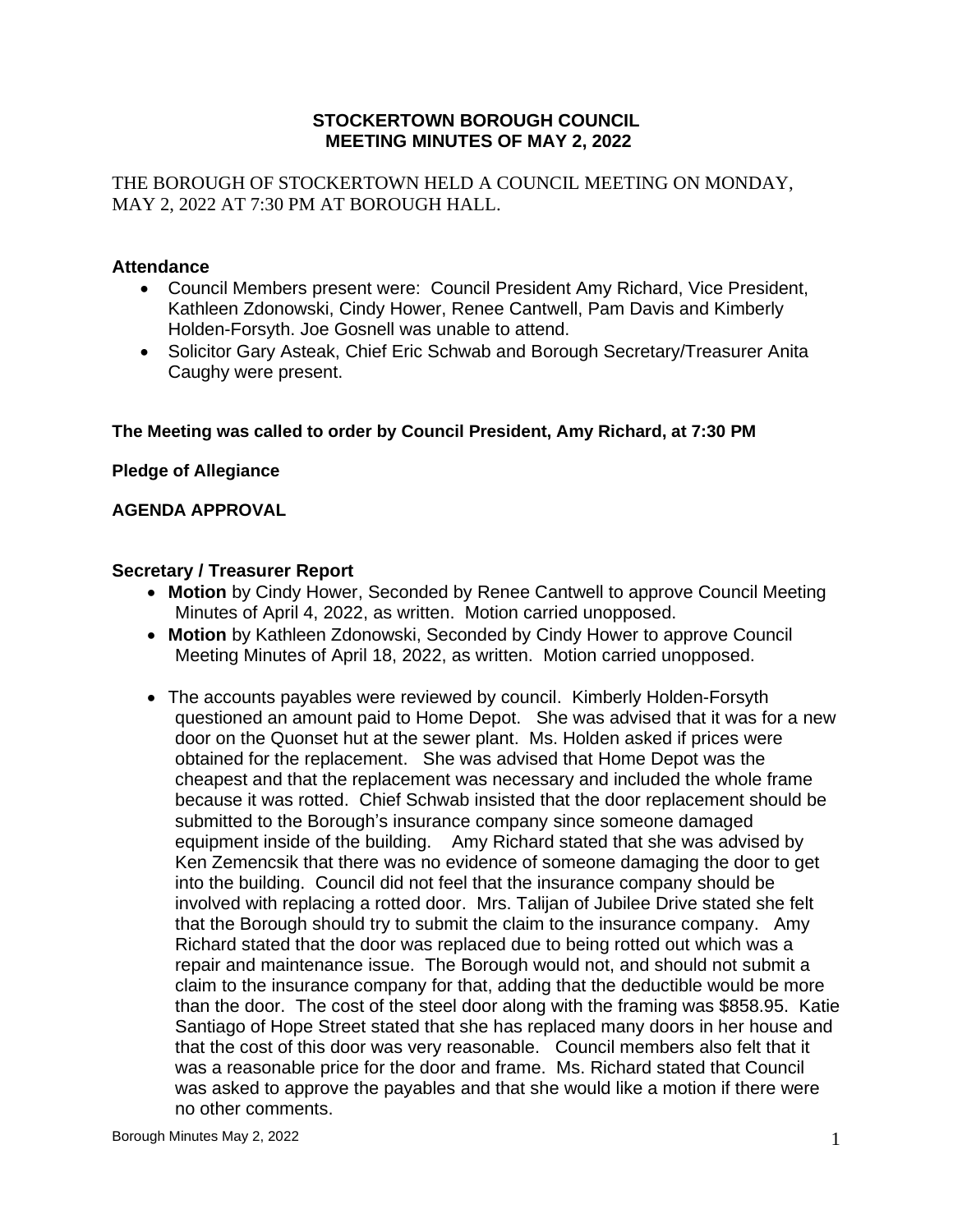# STOCKERTOWN BOROUGH COUNCIL
# MEETING MINUTES OF MAY 2, 2022

THE BOROUGH OF STOCKERTOWN HELD A COUNCIL MEETING ON MONDAY, MAY 2, 2022 AT 7:30 PM AT BOROUGH HALL.

### Attendance

- Council Members present were: Council President Amy Richard, Vice President, Kathleen Zdonowski, Cindy Hower, Renee Cantwell, Pam Davis and Kimberly Holden-Forsyth. Joe Gosnell was unable to attend.
- Solicitor Gary Asteak, Chief Eric Schwab and Borough Secretary/Treasurer Anita Caughy were present.

**The Meeting was called to order by Council President, Amy Richard, at 7:30 PM**

**Pledge of Allegiance**

**AGENDA APPROVAL**

### Secretary / Treasurer Report

- **Motion** by Cindy Hower, Seconded by Renee Cantwell to approve Council Meeting Minutes of April 4, 2022, as written. Motion carried unopposed.
- **Motion** by Kathleen Zdonowski, Seconded by Cindy Hower to approve Council Meeting Minutes of April 18, 2022, as written. Motion carried unopposed.
- The accounts payables were reviewed by council. Kimberly Holden-Forsyth questioned an amount paid to Home Depot. She was advised that it was for a new door on the Quonset hut at the sewer plant. Ms. Holden asked if prices were obtained for the replacement. She was advised that Home Depot was the cheapest and that the replacement was necessary and included the whole frame because it was rotted. Chief Schwab insisted that the door replacement should be submitted to the Borough's insurance company since someone damaged equipment inside of the building. Amy Richard stated that she was advised by Ken Zemencsik that there was no evidence of someone damaging the door to get into the building. Council did not feel that the insurance company should be involved with replacing a rotted door. Mrs. Talijan of Jubilee Drive stated she felt that the Borough should try to submit the claim to the insurance company. Amy Richard stated that the door was replaced due to being rotted out which was a repair and maintenance issue. The Borough would not, and should not submit a claim to the insurance company for that, adding that the deductible would be more than the door. The cost of the steel door along with the framing was $858.95. Katie Santiago of Hope Street stated that she has replaced many doors in her house and that the cost of this door was very reasonable. Council members also felt that it was a reasonable price for the door and frame. Ms. Richard stated that Council was asked to approve the payables and that she would like a motion if there were no other comments.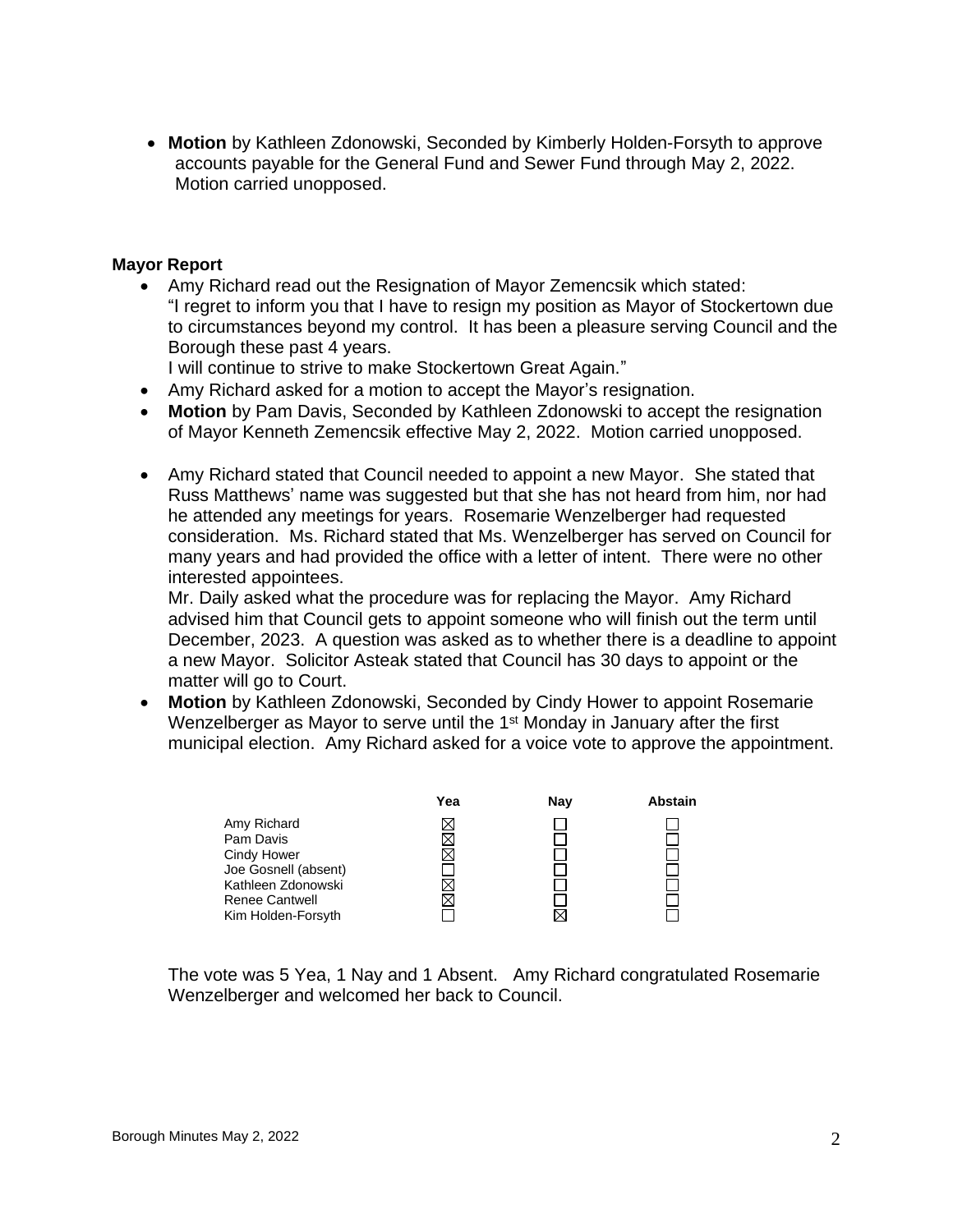- **Motion** by Kathleen Zdonowski, Seconded by Kimberly Holden-Forsyth to approve accounts payable for the General Fund and Sewer Fund through May 2, 2022. Motion carried unopposed.

**Mayor Report**

- Amy Richard read out the Resignation of Mayor Zemencsik which stated: "I regret to inform you that I have to resign my position as Mayor of Stockertown due to circumstances beyond my control. It has been a pleasure serving Council and the Borough these past 4 years.
  I will continue to strive to make Stockertown Great Again."
- Amy Richard asked for a motion to accept the Mayor's resignation.
- **Motion** by Pam Davis, Seconded by Kathleen Zdonowski to accept the resignation of Mayor Kenneth Zemencsik effective May 2, 2022. Motion carried unopposed.

- Amy Richard stated that Council needed to appoint a new Mayor. She stated that Russ Matthews' name was suggested but that she has not heard from him, nor had he attended any meetings for years. Rosemarie Wenzelberger had requested consideration. Ms. Richard stated that Ms. Wenzelberger has served on Council for many years and had provided the office with a letter of intent. There were no other interested appointees.
  Mr. Daily asked what the procedure was for replacing the Mayor. Amy Richard advised him that Council gets to appoint someone who will finish out the term until December, 2023. A question was asked as to whether there is a deadline to appoint a new Mayor. Solicitor Asteak stated that Council has 30 days to appoint or the matter will go to Court.
- **Motion** by Kathleen Zdonowski, Seconded by Cindy Hower to appoint Rosemarie Wenzelberger as Mayor to serve until the 1st Monday in January after the first municipal election. Amy Richard asked for a voice vote to approve the appointment.

| | Yea | Nay | Abstain |
|---|---|---|---|
| Amy Richard | ☒ | ☐ | ☐ |
| Pam Davis | ☒ | ☐ | ☐ |
| Cindy Hower | ☒ | ☐ | ☐ |
| Joe Gosnell (absent) | ☐ | ☐ | ☐ |
| Kathleen Zdonowski | ☒ | ☐ | ☐ |
| Renee Cantwell | ☒ | ☐ | ☐ |
| Kim Holden-Forsyth | ☐ | ☒ | ☐ |

The vote was 5 Yea, 1 Nay and 1 Absent. Amy Richard congratulated Rosemarie Wenzelberger and welcomed her back to Council.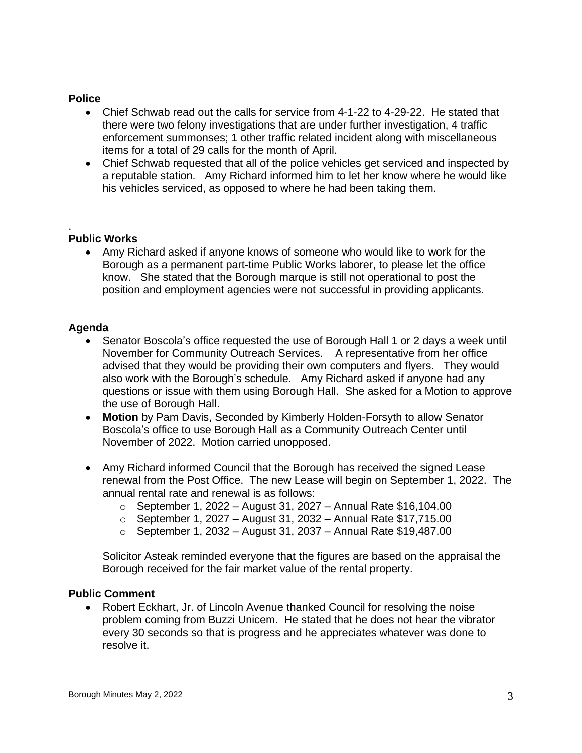**Police**

- Chief Schwab read out the calls for service from 4-1-22 to 4-29-22. He stated that there were two felony investigations that are under further investigation, 4 traffic enforcement summonses; 1 other traffic related incident along with miscellaneous items for a total of 29 calls for the month of April.
- Chief Schwab requested that all of the police vehicles get serviced and inspected by a reputable station. Amy Richard informed him to let her know where he would like his vehicles serviced, as opposed to where he had been taking them.

.

**Public Works**

- Amy Richard asked if anyone knows of someone who would like to work for the Borough as a permanent part-time Public Works laborer, to please let the office know. She stated that the Borough marque is still not operational to post the position and employment agencies were not successful in providing applicants.

**Agenda**

- Senator Boscola's office requested the use of Borough Hall 1 or 2 days a week until November for Community Outreach Services. A representative from her office advised that they would be providing their own computers and flyers. They would also work with the Borough's schedule. Amy Richard asked if anyone had any questions or issue with them using Borough Hall. She asked for a Motion to approve the use of Borough Hall.
- **Motion** by Pam Davis, Seconded by Kimberly Holden-Forsyth to allow Senator Boscola's office to use Borough Hall as a Community Outreach Center until November of 2022. Motion carried unopposed.

- Amy Richard informed Council that the Borough has received the signed Lease renewal from the Post Office. The new Lease will begin on September 1, 2022. The annual rental rate and renewal is as follows:
  - September 1, 2022 – August 31, 2027 – Annual Rate $16,104.00
  - September 1, 2027 – August 31, 2032 – Annual Rate $17,715.00
  - September 1, 2032 – August 31, 2037 – Annual Rate $19,487.00

  Solicitor Asteak reminded everyone that the figures are based on the appraisal the Borough received for the fair market value of the rental property.

**Public Comment**

- Robert Eckhart, Jr. of Lincoln Avenue thanked Council for resolving the noise problem coming from Buzzi Unicem. He stated that he does not hear the vibrator every 30 seconds so that is progress and he appreciates whatever was done to resolve it.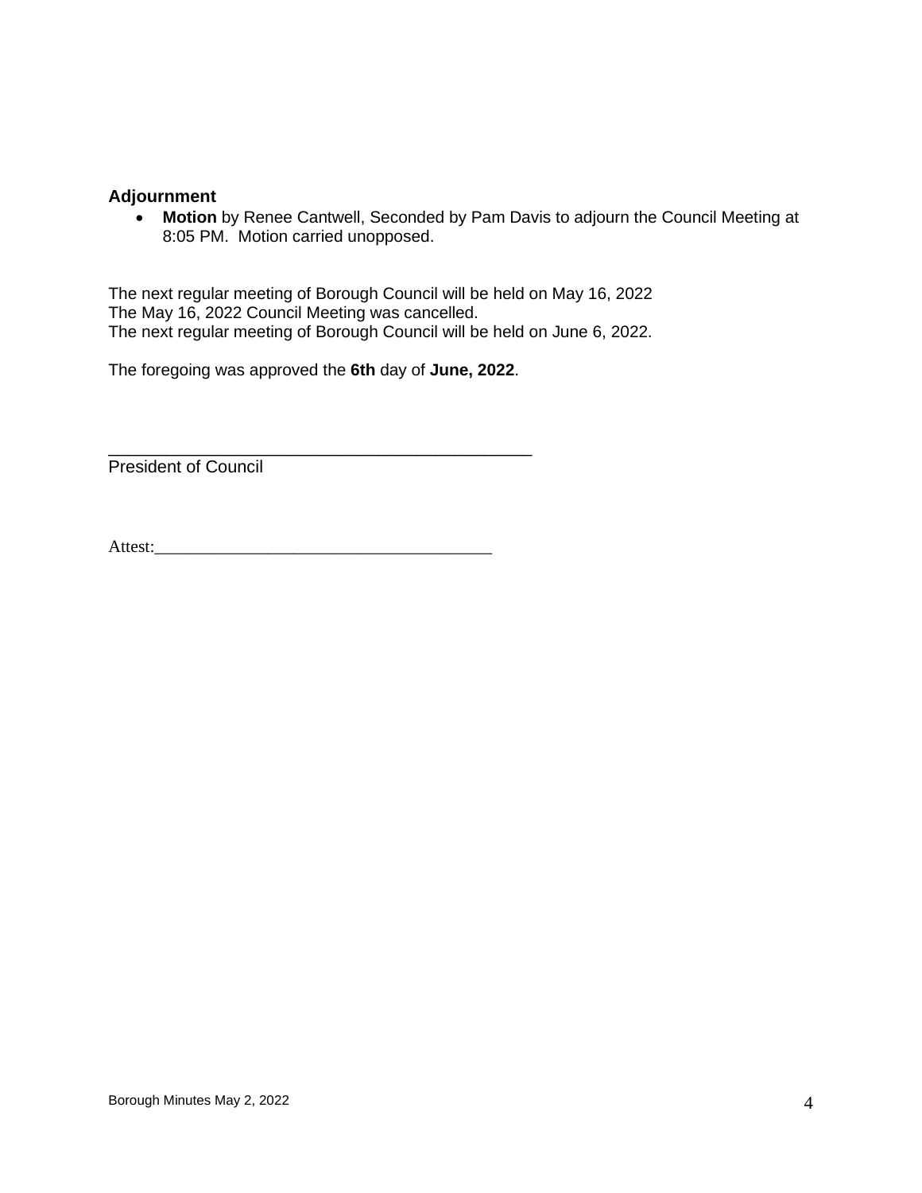### Adjournment

- **Motion** by Renee Cantwell, Seconded by Pam Davis to adjourn the Council Meeting at 8:05 PM. Motion carried unopposed.

The next regular meeting of Borough Council will be held on May 16, 2022
The May 16, 2022 Council Meeting was cancelled.
The next regular meeting of Borough Council will be held on June 6, 2022.

The foregoing was approved the **6th** day of **June, 2022**.

_______________________________________________
President of Council

Attest:______________________________________